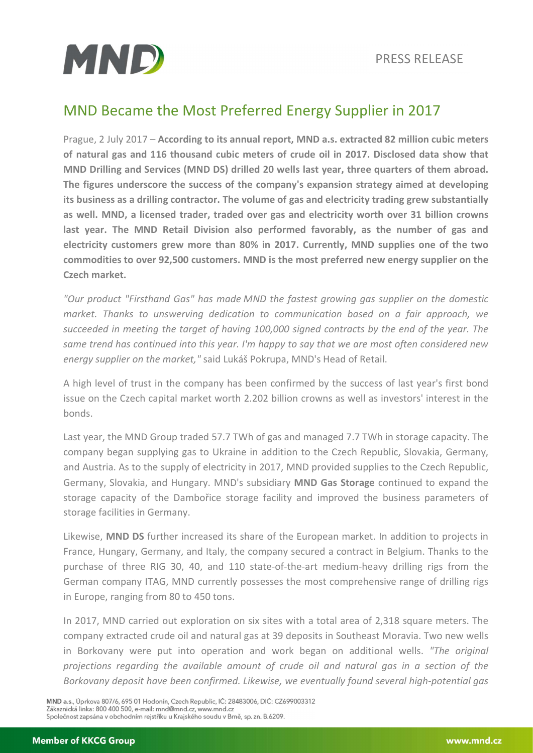PRESS RELEASE

# MND Became the Most Preferred Energy Supplier in 2017

Prague, 2 July 2017 – **According to its annual report, MND a.s. extracted 82 million cubic meters of natural gas and 116 thousand cubic meters of crude oil in 2017. Disclosed data show that MND Drilling and Services (MND DS) drilled 20 wells last year, three quarters of them abroad. The figures underscore the success of the company's expansion strategy aimed at developing its business as a drilling contractor. The volume of gas and electricity trading grew substantially as well. MND, a licensed trader, traded over gas and electricity worth over 31 billion crowns last year. The MND Retail Division also performed favorably, as the number of gas and electricity customers grew more than 80% in 2017. Currently, MND supplies one of the two commodities to over 92,500 customers. MND is the most preferred new energy supplier on the Czech market.**

*"Our product "Firsthand Gas" has made MND the fastest growing gas supplier on the domestic market. Thanks to unswerving dedication to communication based on a fair approach, we succeeded in meeting the target of having 100,000 signed contracts by the end of the year. The same trend has continued into this year. I'm happy to say that we are most often considered new energy supplier on the market,"* said Lukáš Pokrupa, MND's Head of Retail.

A high level of trust in the company has been confirmed by the success of last year's first bond issue on the Czech capital market worth 2.202 billion crowns as well as investors' interest in the bonds.

Last year, the MND Group traded 57.7 TWh of gas and managed 7.7 TWh in storage capacity. The company began supplying gas to Ukraine in addition to the Czech Republic, Slovakia, Germany, and Austria. As to the supply of electricity in 2017, MND provided supplies to the Czech Republic, Germany, Slovakia, and Hungary. MND's subsidiary **MND Gas Storage** continued to expand the storage capacity of the Dambořice storage facility and improved the business parameters of storage facilities in Germany.

Likewise, **MND DS** further increased its share of the European market. In addition to projects in France, Hungary, Germany, and Italy, the company secured a contract in Belgium. Thanks to the purchase of three RIG 30, 40, and 110 state-of-the-art medium-heavy drilling rigs from the German company ITAG, MND currently possesses the most comprehensive range of drilling rigs in Europe, ranging from 80 to 450 tons.

In 2017, MND carried out exploration on six sites with a total area of 2,318 square meters. The company extracted crude oil and natural gas at 39 deposits in Southeast Moravia. Two new wells in Borkovany were put into operation and work began on additional wells. *"The original projections regarding the available amount of crude oil and natural gas in a section of the Borkovany deposit have been confirmed. Likewise, we eventually found several high-potential gas*

MND a.s., Úprkova 807/6, 695 01 Hodonín, Czech Republic, IČ: 28483006, DIČ: CZ699003312
Zákaznická linka: 800 400 500, e-mail: mnd@mnd.cz, www.mnd.cz
Společnost zapsána v obchodním rejstříku u Krajského soudu v Brně, sp. zn. B.6209.

**Member of KKCG Group** www.mnd.cz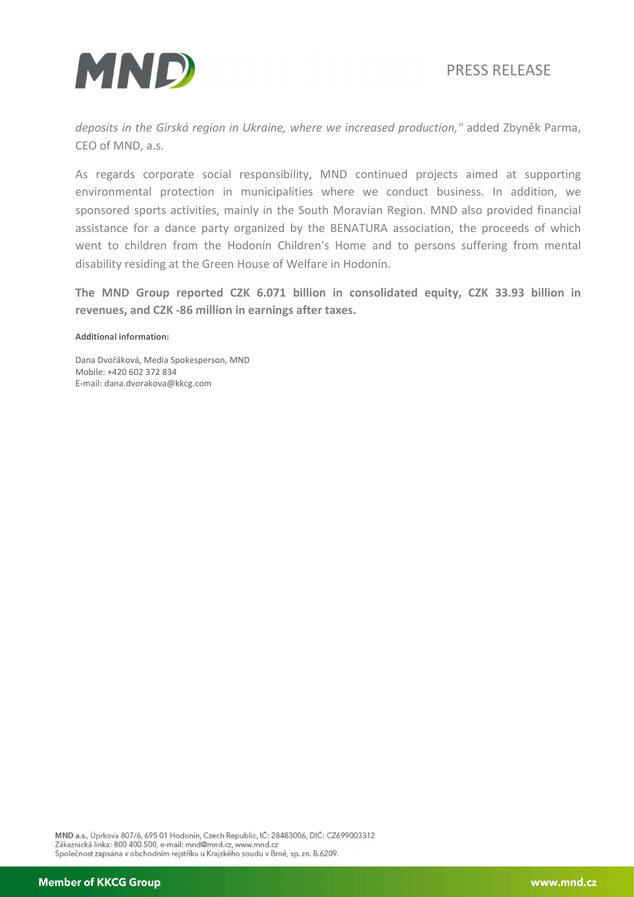*deposits in the Girská region in Ukraine, where we increased production,"* added Zbyněk Parma, CEO of MND, a.s.

As regards corporate social responsibility, MND continued projects aimed at supporting environmental protection in municipalities where we conduct business. In addition, we sponsored sports activities, mainly in the South Moravian Region. MND also provided financial assistance for a dance party organized by the BENATURA association, the proceeds of which went to children from the Hodonín Children's Home and to persons suffering from mental disability residing at the Green House of Welfare in Hodonín.

**The MND Group reported CZK 6.071 billion in consolidated equity, CZK 33.93 billion in revenues, and CZK -86 million in earnings after taxes.**

**Additional information:**

Dana Dvořáková, Media Spokesperson, MND
Mobile: +420 602 372 834
E-mail: dana.dvorakova@kkcg.com

MND a.s., Úprkova 807/6, 695 01 Hodonín, Czech Republic, IČ: 28483006, DIČ: CZ699003312
Zákaznická linka: 800 400 500, e-mail: mnd@mnd.cz, www.mnd.cz
Společnost zapsána v obchodním rejstříku u Krajského soudu v Brně, sp. zn. B.6209.